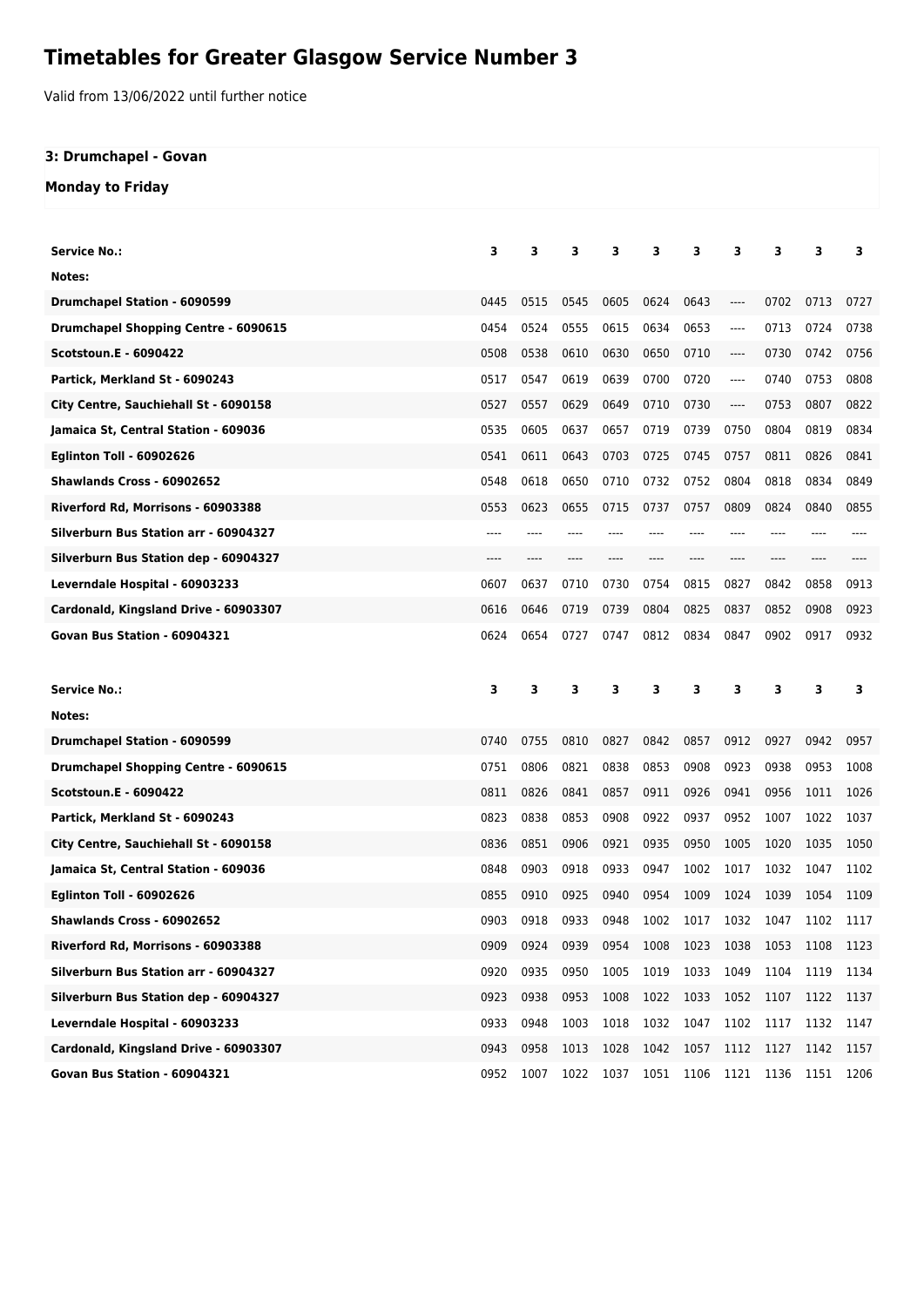# Timetables for Greater Glasgow Service Number 3

Valid from 13/06/2022 until further notice

### 3: Drumchapel - Govan

### Monday to Friday

| Service No.: | 3 | 3 | 3 | 3 | 3 | 3 | 3 | 3 | 3 | 3 |
|---|---|---|---|---|---|---|---|---|---|---|
| Notes: | | | | | | | | | | |
| Drumchapel Station - 6090599 | 0445 | 0515 | 0545 | 0605 | 0624 | 0643 | ---- | 0702 | 0713 | 0727 |
| Drumchapel Shopping Centre - 6090615 | 0454 | 0524 | 0555 | 0615 | 0634 | 0653 | ---- | 0713 | 0724 | 0738 |
| Scotstoun.E - 6090422 | 0508 | 0538 | 0610 | 0630 | 0650 | 0710 | ---- | 0730 | 0742 | 0756 |
| Partick, Merkland St - 6090243 | 0517 | 0547 | 0619 | 0639 | 0700 | 0720 | ---- | 0740 | 0753 | 0808 |
| City Centre, Sauchiehall St - 6090158 | 0527 | 0557 | 0629 | 0649 | 0710 | 0730 | ---- | 0753 | 0807 | 0822 |
| Jamaica St, Central Station - 609036 | 0535 | 0605 | 0637 | 0657 | 0719 | 0739 | 0750 | 0804 | 0819 | 0834 |
| Eglinton Toll - 60902626 | 0541 | 0611 | 0643 | 0703 | 0725 | 0745 | 0757 | 0811 | 0826 | 0841 |
| Shawlands Cross - 60902652 | 0548 | 0618 | 0650 | 0710 | 0732 | 0752 | 0804 | 0818 | 0834 | 0849 |
| Riverford Rd, Morrisons - 60903388 | 0553 | 0623 | 0655 | 0715 | 0737 | 0757 | 0809 | 0824 | 0840 | 0855 |
| Silverburn Bus Station arr - 60904327 | ---- | ---- | ---- | ---- | ---- | ---- | ---- | ---- | ---- | ---- |
| Silverburn Bus Station dep - 60904327 | ---- | ---- | ---- | ---- | ---- | ---- | ---- | ---- | ---- | ---- |
| Leverndale Hospital - 60903233 | 0607 | 0637 | 0710 | 0730 | 0754 | 0815 | 0827 | 0842 | 0858 | 0913 |
| Cardonald, Kingsland Drive - 60903307 | 0616 | 0646 | 0719 | 0739 | 0804 | 0825 | 0837 | 0852 | 0908 | 0923 |
| Govan Bus Station - 60904321 | 0624 | 0654 | 0727 | 0747 | 0812 | 0834 | 0847 | 0902 | 0917 | 0932 |

| Service No.: | 3 | 3 | 3 | 3 | 3 | 3 | 3 | 3 | 3 | 3 |
|---|---|---|---|---|---|---|---|---|---|---|
| Notes: | | | | | | | | | | |
| Drumchapel Station - 6090599 | 0740 | 0755 | 0810 | 0827 | 0842 | 0857 | 0912 | 0927 | 0942 | 0957 |
| Drumchapel Shopping Centre - 6090615 | 0751 | 0806 | 0821 | 0838 | 0853 | 0908 | 0923 | 0938 | 0953 | 1008 |
| Scotstoun.E - 6090422 | 0811 | 0826 | 0841 | 0857 | 0911 | 0926 | 0941 | 0956 | 1011 | 1026 |
| Partick, Merkland St - 6090243 | 0823 | 0838 | 0853 | 0908 | 0922 | 0937 | 0952 | 1007 | 1022 | 1037 |
| City Centre, Sauchiehall St - 6090158 | 0836 | 0851 | 0906 | 0921 | 0935 | 0950 | 1005 | 1020 | 1035 | 1050 |
| Jamaica St, Central Station - 609036 | 0848 | 0903 | 0918 | 0933 | 0947 | 1002 | 1017 | 1032 | 1047 | 1102 |
| Eglinton Toll - 60902626 | 0855 | 0910 | 0925 | 0940 | 0954 | 1009 | 1024 | 1039 | 1054 | 1109 |
| Shawlands Cross - 60902652 | 0903 | 0918 | 0933 | 0948 | 1002 | 1017 | 1032 | 1047 | 1102 | 1117 |
| Riverford Rd, Morrisons - 60903388 | 0909 | 0924 | 0939 | 0954 | 1008 | 1023 | 1038 | 1053 | 1108 | 1123 |
| Silverburn Bus Station arr - 60904327 | 0920 | 0935 | 0950 | 1005 | 1019 | 1033 | 1049 | 1104 | 1119 | 1134 |
| Silverburn Bus Station dep - 60904327 | 0923 | 0938 | 0953 | 1008 | 1022 | 1033 | 1052 | 1107 | 1122 | 1137 |
| Leverndale Hospital - 60903233 | 0933 | 0948 | 1003 | 1018 | 1032 | 1047 | 1102 | 1117 | 1132 | 1147 |
| Cardonald, Kingsland Drive - 60903307 | 0943 | 0958 | 1013 | 1028 | 1042 | 1057 | 1112 | 1127 | 1142 | 1157 |
| Govan Bus Station - 60904321 | 0952 | 1007 | 1022 | 1037 | 1051 | 1106 | 1121 | 1136 | 1151 | 1206 |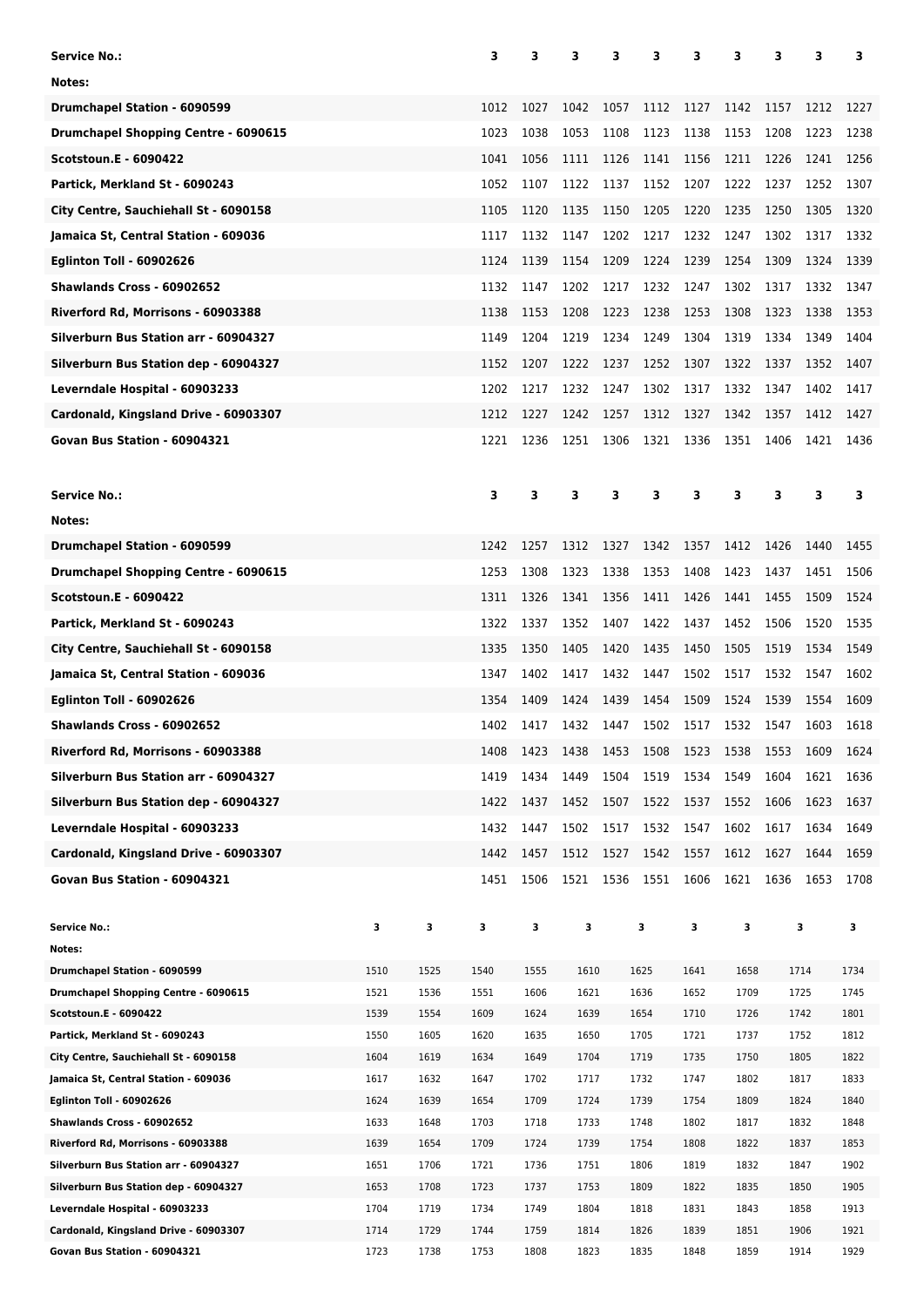| Service No.: | 3 | 3 | 3 | 3 | 3 | 3 | 3 | 3 | 3 | 3 |
|---|---|---|---|---|---|---|---|---|---|---|
| Notes: | | | | | | | | | | |
| Drumchapel Station - 6090599 | 1012 | 1027 | 1042 | 1057 | 1112 | 1127 | 1142 | 1157 | 1212 | 1227 |
| Drumchapel Shopping Centre - 6090615 | 1023 | 1038 | 1053 | 1108 | 1123 | 1138 | 1153 | 1208 | 1223 | 1238 |
| Scotstoun.E - 6090422 | 1041 | 1056 | 1111 | 1126 | 1141 | 1156 | 1211 | 1226 | 1241 | 1256 |
| Partick, Merkland St - 6090243 | 1052 | 1107 | 1122 | 1137 | 1152 | 1207 | 1222 | 1237 | 1252 | 1307 |
| City Centre, Sauchiehall St - 6090158 | 1105 | 1120 | 1135 | 1150 | 1205 | 1220 | 1235 | 1250 | 1305 | 1320 |
| Jamaica St, Central Station - 609036 | 1117 | 1132 | 1147 | 1202 | 1217 | 1232 | 1247 | 1302 | 1317 | 1332 |
| Eglinton Toll - 60902626 | 1124 | 1139 | 1154 | 1209 | 1224 | 1239 | 1254 | 1309 | 1324 | 1339 |
| Shawlands Cross - 60902652 | 1132 | 1147 | 1202 | 1217 | 1232 | 1247 | 1302 | 1317 | 1332 | 1347 |
| Riverford Rd, Morrisons - 60903388 | 1138 | 1153 | 1208 | 1223 | 1238 | 1253 | 1308 | 1323 | 1338 | 1353 |
| Silverburn Bus Station arr - 60904327 | 1149 | 1204 | 1219 | 1234 | 1249 | 1304 | 1319 | 1334 | 1349 | 1404 |
| Silverburn Bus Station dep - 60904327 | 1152 | 1207 | 1222 | 1237 | 1252 | 1307 | 1322 | 1337 | 1352 | 1407 |
| Leverndale Hospital - 60903233 | 1202 | 1217 | 1232 | 1247 | 1302 | 1317 | 1332 | 1347 | 1402 | 1417 |
| Cardonald, Kingsland Drive - 60903307 | 1212 | 1227 | 1242 | 1257 | 1312 | 1327 | 1342 | 1357 | 1412 | 1427 |
| Govan Bus Station - 60904321 | 1221 | 1236 | 1251 | 1306 | 1321 | 1336 | 1351 | 1406 | 1421 | 1436 |

| Service No.: | 3 | 3 | 3 | 3 | 3 | 3 | 3 | 3 | 3 | 3 |
|---|---|---|---|---|---|---|---|---|---|---|
| Notes: | | | | | | | | | | |
| Drumchapel Station - 6090599 | 1242 | 1257 | 1312 | 1327 | 1342 | 1357 | 1412 | 1426 | 1440 | 1455 |
| Drumchapel Shopping Centre - 6090615 | 1253 | 1308 | 1323 | 1338 | 1353 | 1408 | 1423 | 1437 | 1451 | 1506 |
| Scotstoun.E - 6090422 | 1311 | 1326 | 1341 | 1356 | 1411 | 1426 | 1441 | 1455 | 1509 | 1524 |
| Partick, Merkland St - 6090243 | 1322 | 1337 | 1352 | 1407 | 1422 | 1437 | 1452 | 1506 | 1520 | 1535 |
| City Centre, Sauchiehall St - 6090158 | 1335 | 1350 | 1405 | 1420 | 1435 | 1450 | 1505 | 1519 | 1534 | 1549 |
| Jamaica St, Central Station - 609036 | 1347 | 1402 | 1417 | 1432 | 1447 | 1502 | 1517 | 1532 | 1547 | 1602 |
| Eglinton Toll - 60902626 | 1354 | 1409 | 1424 | 1439 | 1454 | 1509 | 1524 | 1539 | 1554 | 1609 |
| Shawlands Cross - 60902652 | 1402 | 1417 | 1432 | 1447 | 1502 | 1517 | 1532 | 1547 | 1603 | 1618 |
| Riverford Rd, Morrisons - 60903388 | 1408 | 1423 | 1438 | 1453 | 1508 | 1523 | 1538 | 1553 | 1609 | 1624 |
| Silverburn Bus Station arr - 60904327 | 1419 | 1434 | 1449 | 1504 | 1519 | 1534 | 1549 | 1604 | 1621 | 1636 |
| Silverburn Bus Station dep - 60904327 | 1422 | 1437 | 1452 | 1507 | 1522 | 1537 | 1552 | 1606 | 1623 | 1637 |
| Leverndale Hospital - 60903233 | 1432 | 1447 | 1502 | 1517 | 1532 | 1547 | 1602 | 1617 | 1634 | 1649 |
| Cardonald, Kingsland Drive - 60903307 | 1442 | 1457 | 1512 | 1527 | 1542 | 1557 | 1612 | 1627 | 1644 | 1659 |
| Govan Bus Station - 60904321 | 1451 | 1506 | 1521 | 1536 | 1551 | 1606 | 1621 | 1636 | 1653 | 1708 |

| Service No.: | 3 | 3 | 3 | 3 | 3 | 3 | 3 | 3 | 3 | 3 |
|---|---|---|---|---|---|---|---|---|---|---|
| Notes: | | | | | | | | | | |
| Drumchapel Station - 6090599 | 1510 | 1525 | 1540 | 1555 | 1610 | 1625 | 1641 | 1658 | 1714 | 1734 |
| Drumchapel Shopping Centre - 6090615 | 1521 | 1536 | 1551 | 1606 | 1621 | 1636 | 1652 | 1709 | 1725 | 1745 |
| Scotstoun.E - 6090422 | 1539 | 1554 | 1609 | 1624 | 1639 | 1654 | 1710 | 1726 | 1742 | 1801 |
| Partick, Merkland St - 6090243 | 1550 | 1605 | 1620 | 1635 | 1650 | 1705 | 1721 | 1737 | 1752 | 1812 |
| City Centre, Sauchiehall St - 6090158 | 1604 | 1619 | 1634 | 1649 | 1704 | 1719 | 1735 | 1750 | 1805 | 1822 |
| Jamaica St, Central Station - 609036 | 1617 | 1632 | 1647 | 1702 | 1717 | 1732 | 1747 | 1802 | 1817 | 1833 |
| Eglinton Toll - 60902626 | 1624 | 1639 | 1654 | 1709 | 1724 | 1739 | 1754 | 1809 | 1824 | 1840 |
| Shawlands Cross - 60902652 | 1633 | 1648 | 1703 | 1718 | 1733 | 1748 | 1802 | 1817 | 1832 | 1848 |
| Riverford Rd, Morrisons - 60903388 | 1639 | 1654 | 1709 | 1724 | 1739 | 1754 | 1808 | 1822 | 1837 | 1853 |
| Silverburn Bus Station arr - 60904327 | 1651 | 1706 | 1721 | 1736 | 1751 | 1806 | 1819 | 1832 | 1847 | 1902 |
| Silverburn Bus Station dep - 60904327 | 1653 | 1708 | 1723 | 1737 | 1753 | 1809 | 1822 | 1835 | 1850 | 1905 |
| Leverndale Hospital - 60903233 | 1704 | 1719 | 1734 | 1749 | 1804 | 1818 | 1831 | 1843 | 1858 | 1913 |
| Cardonald, Kingsland Drive - 60903307 | 1714 | 1729 | 1744 | 1759 | 1814 | 1826 | 1839 | 1851 | 1906 | 1921 |
| Govan Bus Station - 60904321 | 1723 | 1738 | 1753 | 1808 | 1823 | 1835 | 1848 | 1859 | 1914 | 1929 |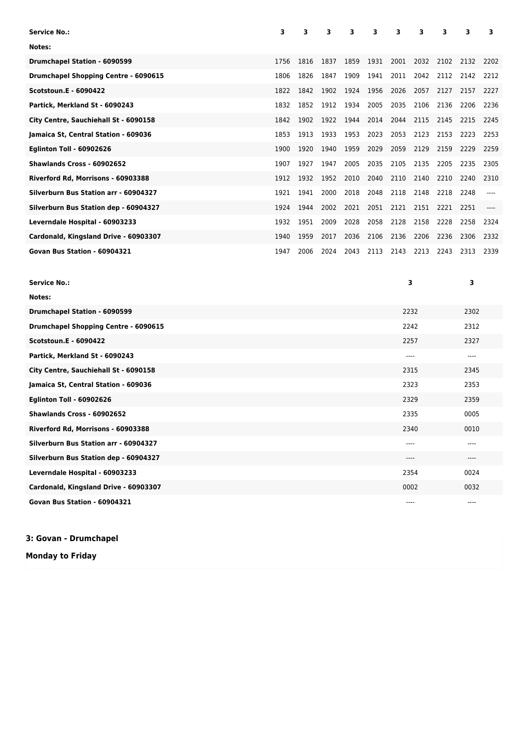| Service No.: | 3 | 3 | 3 | 3 | 3 | 3 | 3 | 3 | 3 | 3 |
|---|---|---|---|---|---|---|---|---|---|---|
| Notes: | | | | | | | | | | |
| Drumchapel Station - 6090599 | 1756 | 1816 | 1837 | 1859 | 1931 | 2001 | 2032 | 2102 | 2132 | 2202 |
| Drumchapel Shopping Centre - 6090615 | 1806 | 1826 | 1847 | 1909 | 1941 | 2011 | 2042 | 2112 | 2142 | 2212 |
| Scotstoun.E - 6090422 | 1822 | 1842 | 1902 | 1924 | 1956 | 2026 | 2057 | 2127 | 2157 | 2227 |
| Partick, Merkland St - 6090243 | 1832 | 1852 | 1912 | 1934 | 2005 | 2035 | 2106 | 2136 | 2206 | 2236 |
| City Centre, Sauchiehall St - 6090158 | 1842 | 1902 | 1922 | 1944 | 2014 | 2044 | 2115 | 2145 | 2215 | 2245 |
| Jamaica St, Central Station - 609036 | 1853 | 1913 | 1933 | 1953 | 2023 | 2053 | 2123 | 2153 | 2223 | 2253 |
| Eglinton Toll - 60902626 | 1900 | 1920 | 1940 | 1959 | 2029 | 2059 | 2129 | 2159 | 2229 | 2259 |
| Shawlands Cross - 60902652 | 1907 | 1927 | 1947 | 2005 | 2035 | 2105 | 2135 | 2205 | 2235 | 2305 |
| Riverford Rd, Morrisons - 60903388 | 1912 | 1932 | 1952 | 2010 | 2040 | 2110 | 2140 | 2210 | 2240 | 2310 |
| Silverburn Bus Station arr - 60904327 | 1921 | 1941 | 2000 | 2018 | 2048 | 2118 | 2148 | 2218 | 2248 | ---- |
| Silverburn Bus Station dep - 60904327 | 1924 | 1944 | 2002 | 2021 | 2051 | 2121 | 2151 | 2221 | 2251 | ---- |
| Leverndale Hospital - 60903233 | 1932 | 1951 | 2009 | 2028 | 2058 | 2128 | 2158 | 2228 | 2258 | 2324 |
| Cardonald, Kingsland Drive - 60903307 | 1940 | 1959 | 2017 | 2036 | 2106 | 2136 | 2206 | 2236 | 2306 | 2332 |
| Govan Bus Station - 60904321 | 1947 | 2006 | 2024 | 2043 | 2113 | 2143 | 2213 | 2243 | 2313 | 2339 |

| Service No.: | 3 | 3 |
|---|---|---|
| Notes: | | |
| Drumchapel Station - 6090599 | 2232 | 2302 |
| Drumchapel Shopping Centre - 6090615 | 2242 | 2312 |
| Scotstoun.E - 6090422 | 2257 | 2327 |
| Partick, Merkland St - 6090243 | ---- | ---- |
| City Centre, Sauchiehall St - 6090158 | 2315 | 2345 |
| Jamaica St, Central Station - 609036 | 2323 | 2353 |
| Eglinton Toll - 60902626 | 2329 | 2359 |
| Shawlands Cross - 60902652 | 2335 | 0005 |
| Riverford Rd, Morrisons - 60903388 | 2340 | 0010 |
| Silverburn Bus Station arr - 60904327 | ---- | ---- |
| Silverburn Bus Station dep - 60904327 | ---- | ---- |
| Leverndale Hospital - 60903233 | 2354 | 0024 |
| Cardonald, Kingsland Drive - 60903307 | 0002 | 0032 |
| Govan Bus Station - 60904321 | ---- | ---- |

**3: Govan - Drumchapel**

**Monday to Friday**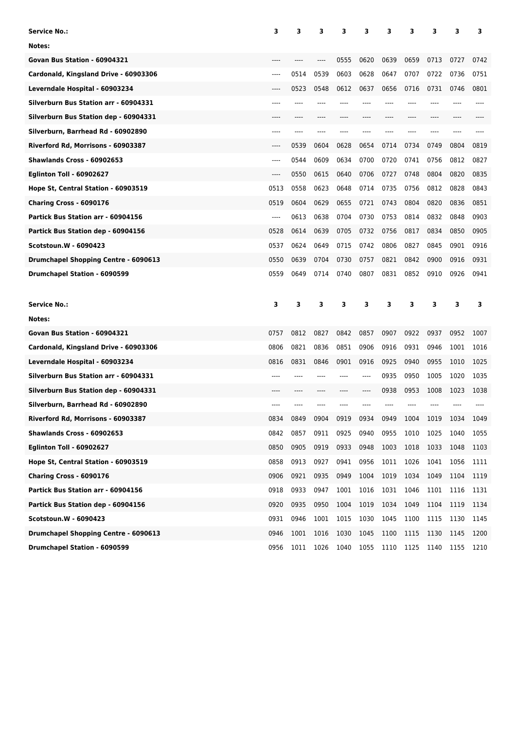| Service No.: | 3 | 3 | 3 | 3 | 3 | 3 | 3 | 3 | 3 | 3 |
|---|---|---|---|---|---|---|---|---|---|---|
| Notes: | | | | | | | | | | |
| Govan Bus Station - 60904321 | ---- | ---- | ---- | 0555 | 0620 | 0639 | 0659 | 0713 | 0727 | 0742 |
| Cardonald, Kingsland Drive - 60903306 | ---- | 0514 | 0539 | 0603 | 0628 | 0647 | 0707 | 0722 | 0736 | 0751 |
| Leverndale Hospital - 60903234 | ---- | 0523 | 0548 | 0612 | 0637 | 0656 | 0716 | 0731 | 0746 | 0801 |
| Silverburn Bus Station arr - 60904331 | ---- | ---- | ---- | ---- | ---- | ---- | ---- | ---- | ---- | ---- |
| Silverburn Bus Station dep - 60904331 | ---- | ---- | ---- | ---- | ---- | ---- | ---- | ---- | ---- | ---- |
| Silverburn, Barrhead Rd - 60902890 | ---- | ---- | ---- | ---- | ---- | ---- | ---- | ---- | ---- | ---- |
| Riverford Rd, Morrisons - 60903387 | ---- | 0539 | 0604 | 0628 | 0654 | 0714 | 0734 | 0749 | 0804 | 0819 |
| Shawlands Cross - 60902653 | ---- | 0544 | 0609 | 0634 | 0700 | 0720 | 0741 | 0756 | 0812 | 0827 |
| Eglinton Toll - 60902627 | ---- | 0550 | 0615 | 0640 | 0706 | 0727 | 0748 | 0804 | 0820 | 0835 |
| Hope St, Central Station - 60903519 | 0513 | 0558 | 0623 | 0648 | 0714 | 0735 | 0756 | 0812 | 0828 | 0843 |
| Charing Cross - 6090176 | 0519 | 0604 | 0629 | 0655 | 0721 | 0743 | 0804 | 0820 | 0836 | 0851 |
| Partick Bus Station arr - 60904156 | ---- | 0613 | 0638 | 0704 | 0730 | 0753 | 0814 | 0832 | 0848 | 0903 |
| Partick Bus Station dep - 60904156 | 0528 | 0614 | 0639 | 0705 | 0732 | 0756 | 0817 | 0834 | 0850 | 0905 |
| Scotstoun.W - 6090423 | 0537 | 0624 | 0649 | 0715 | 0742 | 0806 | 0827 | 0845 | 0901 | 0916 |
| Drumchapel Shopping Centre - 6090613 | 0550 | 0639 | 0704 | 0730 | 0757 | 0821 | 0842 | 0900 | 0916 | 0931 |
| Drumchapel Station - 6090599 | 0559 | 0649 | 0714 | 0740 | 0807 | 0831 | 0852 | 0910 | 0926 | 0941 |

| Service No.: | 3 | 3 | 3 | 3 | 3 | 3 | 3 | 3 | 3 | 3 |
|---|---|---|---|---|---|---|---|---|---|---|
| Notes: | | | | | | | | | | |
| Govan Bus Station - 60904321 | 0757 | 0812 | 0827 | 0842 | 0857 | 0907 | 0922 | 0937 | 0952 | 1007 |
| Cardonald, Kingsland Drive - 60903306 | 0806 | 0821 | 0836 | 0851 | 0906 | 0916 | 0931 | 0946 | 1001 | 1016 |
| Leverndale Hospital - 60903234 | 0816 | 0831 | 0846 | 0901 | 0916 | 0925 | 0940 | 0955 | 1010 | 1025 |
| Silverburn Bus Station arr - 60904331 | ---- | ---- | ---- | ---- | ---- | 0935 | 0950 | 1005 | 1020 | 1035 |
| Silverburn Bus Station dep - 60904331 | ---- | ---- | ---- | ---- | ---- | 0938 | 0953 | 1008 | 1023 | 1038 |
| Silverburn, Barrhead Rd - 60902890 | ---- | ---- | ---- | ---- | ---- | ---- | ---- | ---- | ---- | ---- |
| Riverford Rd, Morrisons - 60903387 | 0834 | 0849 | 0904 | 0919 | 0934 | 0949 | 1004 | 1019 | 1034 | 1049 |
| Shawlands Cross - 60902653 | 0842 | 0857 | 0911 | 0925 | 0940 | 0955 | 1010 | 1025 | 1040 | 1055 |
| Eglinton Toll - 60902627 | 0850 | 0905 | 0919 | 0933 | 0948 | 1003 | 1018 | 1033 | 1048 | 1103 |
| Hope St, Central Station - 60903519 | 0858 | 0913 | 0927 | 0941 | 0956 | 1011 | 1026 | 1041 | 1056 | 1111 |
| Charing Cross - 6090176 | 0906 | 0921 | 0935 | 0949 | 1004 | 1019 | 1034 | 1049 | 1104 | 1119 |
| Partick Bus Station arr - 60904156 | 0918 | 0933 | 0947 | 1001 | 1016 | 1031 | 1046 | 1101 | 1116 | 1131 |
| Partick Bus Station dep - 60904156 | 0920 | 0935 | 0950 | 1004 | 1019 | 1034 | 1049 | 1104 | 1119 | 1134 |
| Scotstoun.W - 6090423 | 0931 | 0946 | 1001 | 1015 | 1030 | 1045 | 1100 | 1115 | 1130 | 1145 |
| Drumchapel Shopping Centre - 6090613 | 0946 | 1001 | 1016 | 1030 | 1045 | 1100 | 1115 | 1130 | 1145 | 1200 |
| Drumchapel Station - 6090599 | 0956 | 1011 | 1026 | 1040 | 1055 | 1110 | 1125 | 1140 | 1155 | 1210 |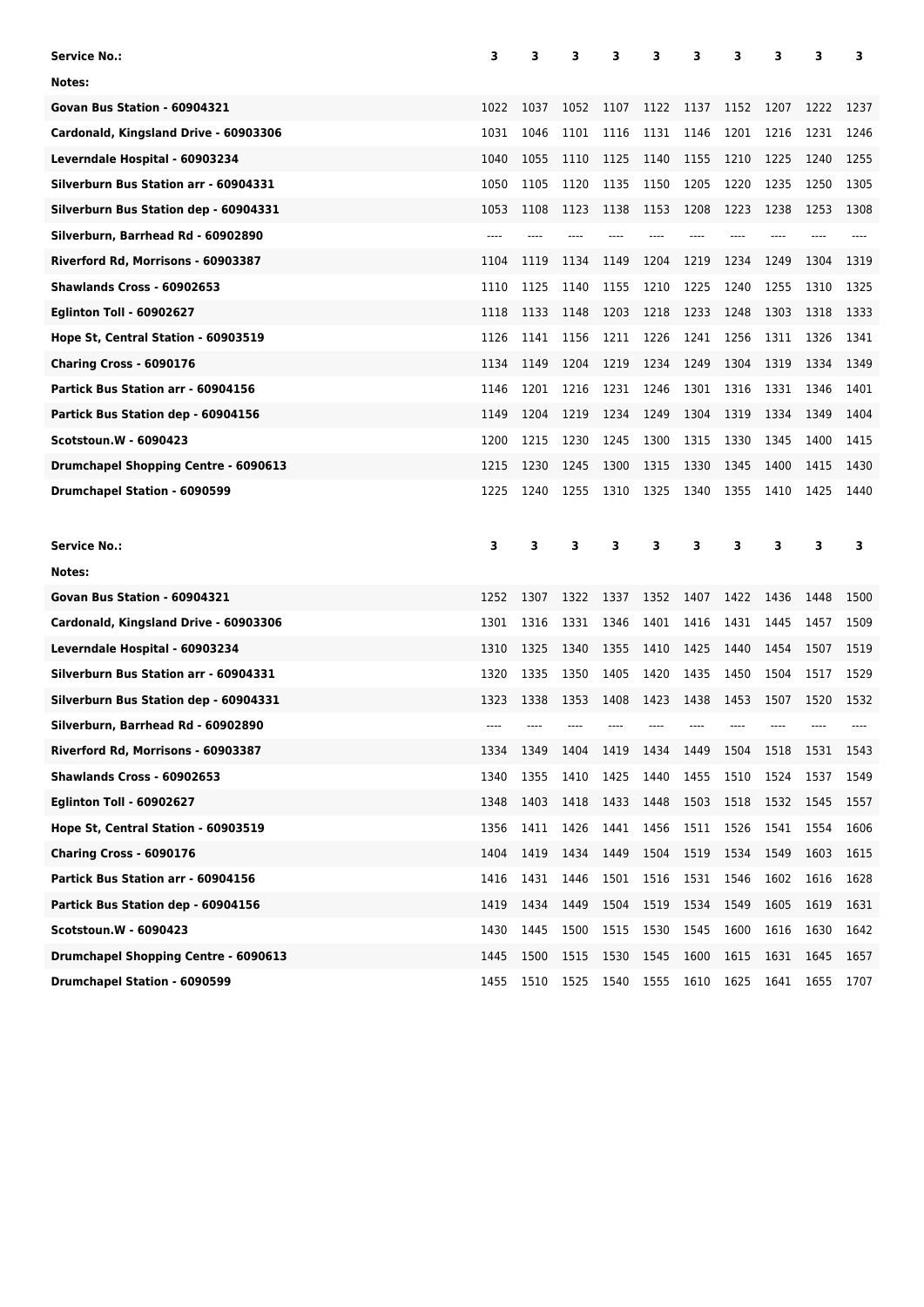| Service No.: | 3 | 3 | 3 | 3 | 3 | 3 | 3 | 3 | 3 | 3 |
|---|---|---|---|---|---|---|---|---|---|---|
| Notes: | | | | | | | | | | |
| Govan Bus Station - 60904321 | 1022 | 1037 | 1052 | 1107 | 1122 | 1137 | 1152 | 1207 | 1222 | 1237 |
| Cardonald, Kingsland Drive - 60903306 | 1031 | 1046 | 1101 | 1116 | 1131 | 1146 | 1201 | 1216 | 1231 | 1246 |
| Leverndale Hospital - 60903234 | 1040 | 1055 | 1110 | 1125 | 1140 | 1155 | 1210 | 1225 | 1240 | 1255 |
| Silverburn Bus Station arr - 60904331 | 1050 | 1105 | 1120 | 1135 | 1150 | 1205 | 1220 | 1235 | 1250 | 1305 |
| Silverburn Bus Station dep - 60904331 | 1053 | 1108 | 1123 | 1138 | 1153 | 1208 | 1223 | 1238 | 1253 | 1308 |
| Silverburn, Barrhead Rd - 60902890 | ---- | ---- | ---- | ---- | ---- | ---- | ---- | ---- | ---- | ---- |
| Riverford Rd, Morrisons - 60903387 | 1104 | 1119 | 1134 | 1149 | 1204 | 1219 | 1234 | 1249 | 1304 | 1319 |
| Shawlands Cross - 60902653 | 1110 | 1125 | 1140 | 1155 | 1210 | 1225 | 1240 | 1255 | 1310 | 1325 |
| Eglinton Toll - 60902627 | 1118 | 1133 | 1148 | 1203 | 1218 | 1233 | 1248 | 1303 | 1318 | 1333 |
| Hope St, Central Station - 60903519 | 1126 | 1141 | 1156 | 1211 | 1226 | 1241 | 1256 | 1311 | 1326 | 1341 |
| Charing Cross - 6090176 | 1134 | 1149 | 1204 | 1219 | 1234 | 1249 | 1304 | 1319 | 1334 | 1349 |
| Partick Bus Station arr - 60904156 | 1146 | 1201 | 1216 | 1231 | 1246 | 1301 | 1316 | 1331 | 1346 | 1401 |
| Partick Bus Station dep - 60904156 | 1149 | 1204 | 1219 | 1234 | 1249 | 1304 | 1319 | 1334 | 1349 | 1404 |
| Scotstoun.W - 6090423 | 1200 | 1215 | 1230 | 1245 | 1300 | 1315 | 1330 | 1345 | 1400 | 1415 |
| Drumchapel Shopping Centre - 6090613 | 1215 | 1230 | 1245 | 1300 | 1315 | 1330 | 1345 | 1400 | 1415 | 1430 |
| Drumchapel Station - 6090599 | 1225 | 1240 | 1255 | 1310 | 1325 | 1340 | 1355 | 1410 | 1425 | 1440 |

| Service No.: | 3 | 3 | 3 | 3 | 3 | 3 | 3 | 3 | 3 | 3 |
|---|---|---|---|---|---|---|---|---|---|---|
| Notes: | | | | | | | | | | |
| Govan Bus Station - 60904321 | 1252 | 1307 | 1322 | 1337 | 1352 | 1407 | 1422 | 1436 | 1448 | 1500 |
| Cardonald, Kingsland Drive - 60903306 | 1301 | 1316 | 1331 | 1346 | 1401 | 1416 | 1431 | 1445 | 1457 | 1509 |
| Leverndale Hospital - 60903234 | 1310 | 1325 | 1340 | 1355 | 1410 | 1425 | 1440 | 1454 | 1507 | 1519 |
| Silverburn Bus Station arr - 60904331 | 1320 | 1335 | 1350 | 1405 | 1420 | 1435 | 1450 | 1504 | 1517 | 1529 |
| Silverburn Bus Station dep - 60904331 | 1323 | 1338 | 1353 | 1408 | 1423 | 1438 | 1453 | 1507 | 1520 | 1532 |
| Silverburn, Barrhead Rd - 60902890 | ---- | ---- | ---- | ---- | ---- | ---- | ---- | ---- | ---- | ---- |
| Riverford Rd, Morrisons - 60903387 | 1334 | 1349 | 1404 | 1419 | 1434 | 1449 | 1504 | 1518 | 1531 | 1543 |
| Shawlands Cross - 60902653 | 1340 | 1355 | 1410 | 1425 | 1440 | 1455 | 1510 | 1524 | 1537 | 1549 |
| Eglinton Toll - 60902627 | 1348 | 1403 | 1418 | 1433 | 1448 | 1503 | 1518 | 1532 | 1545 | 1557 |
| Hope St, Central Station - 60903519 | 1356 | 1411 | 1426 | 1441 | 1456 | 1511 | 1526 | 1541 | 1554 | 1606 |
| Charing Cross - 6090176 | 1404 | 1419 | 1434 | 1449 | 1504 | 1519 | 1534 | 1549 | 1603 | 1615 |
| Partick Bus Station arr - 60904156 | 1416 | 1431 | 1446 | 1501 | 1516 | 1531 | 1546 | 1602 | 1616 | 1628 |
| Partick Bus Station dep - 60904156 | 1419 | 1434 | 1449 | 1504 | 1519 | 1534 | 1549 | 1605 | 1619 | 1631 |
| Scotstoun.W - 6090423 | 1430 | 1445 | 1500 | 1515 | 1530 | 1545 | 1600 | 1616 | 1630 | 1642 |
| Drumchapel Shopping Centre - 6090613 | 1445 | 1500 | 1515 | 1530 | 1545 | 1600 | 1615 | 1631 | 1645 | 1657 |
| Drumchapel Station - 6090599 | 1455 | 1510 | 1525 | 1540 | 1555 | 1610 | 1625 | 1641 | 1655 | 1707 |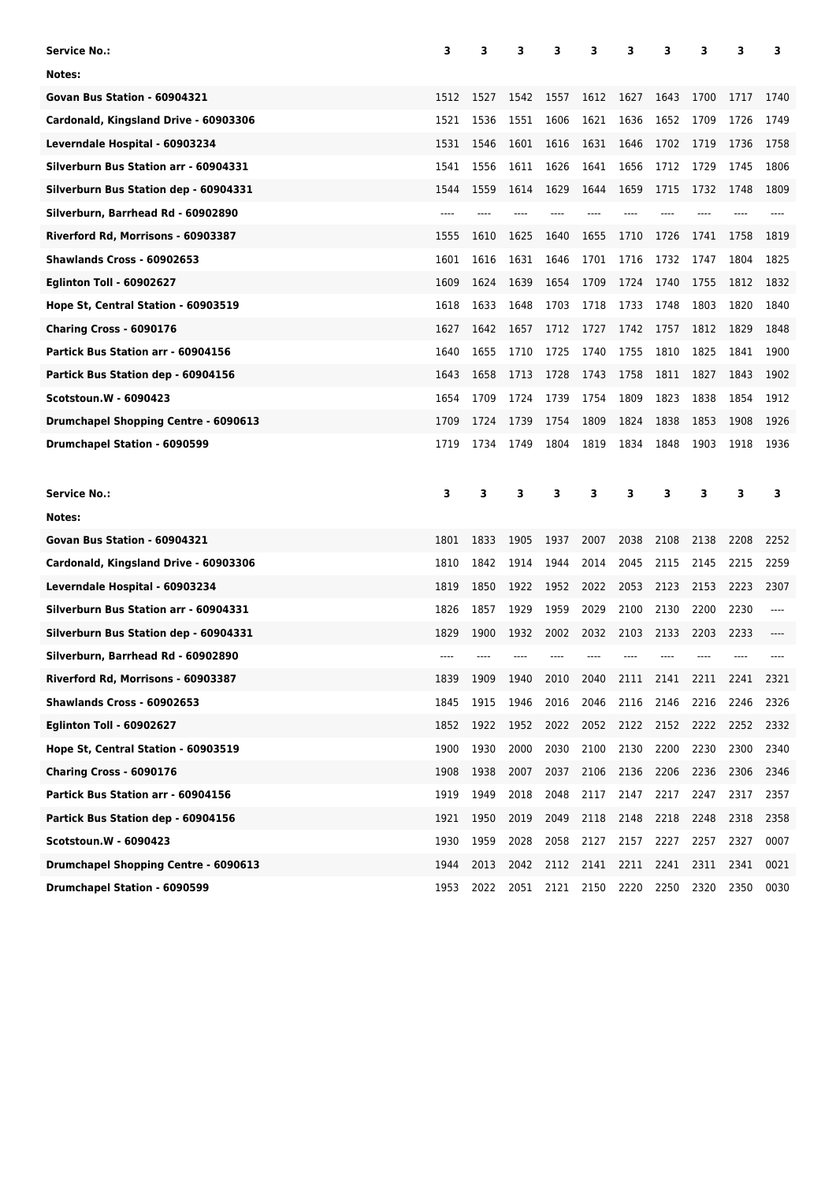| Service No.: | 3 | 3 | 3 | 3 | 3 | 3 | 3 | 3 | 3 | 3 |
|---|---|---|---|---|---|---|---|---|---|---|
| Notes: | | | | | | | | | | |
| Govan Bus Station - 60904321 | 1512 | 1527 | 1542 | 1557 | 1612 | 1627 | 1643 | 1700 | 1717 | 1740 |
| Cardonald, Kingsland Drive - 60903306 | 1521 | 1536 | 1551 | 1606 | 1621 | 1636 | 1652 | 1709 | 1726 | 1749 |
| Leverndale Hospital - 60903234 | 1531 | 1546 | 1601 | 1616 | 1631 | 1646 | 1702 | 1719 | 1736 | 1758 |
| Silverburn Bus Station arr - 60904331 | 1541 | 1556 | 1611 | 1626 | 1641 | 1656 | 1712 | 1729 | 1745 | 1806 |
| Silverburn Bus Station dep - 60904331 | 1544 | 1559 | 1614 | 1629 | 1644 | 1659 | 1715 | 1732 | 1748 | 1809 |
| Silverburn, Barrhead Rd - 60902890 | ---- | ---- | ---- | ---- | ---- | ---- | ---- | ---- | ---- | ---- |
| Riverford Rd, Morrisons - 60903387 | 1555 | 1610 | 1625 | 1640 | 1655 | 1710 | 1726 | 1741 | 1758 | 1819 |
| Shawlands Cross - 60902653 | 1601 | 1616 | 1631 | 1646 | 1701 | 1716 | 1732 | 1747 | 1804 | 1825 |
| Eglinton Toll - 60902627 | 1609 | 1624 | 1639 | 1654 | 1709 | 1724 | 1740 | 1755 | 1812 | 1832 |
| Hope St, Central Station - 60903519 | 1618 | 1633 | 1648 | 1703 | 1718 | 1733 | 1748 | 1803 | 1820 | 1840 |
| Charing Cross - 6090176 | 1627 | 1642 | 1657 | 1712 | 1727 | 1742 | 1757 | 1812 | 1829 | 1848 |
| Partick Bus Station arr - 60904156 | 1640 | 1655 | 1710 | 1725 | 1740 | 1755 | 1810 | 1825 | 1841 | 1900 |
| Partick Bus Station dep - 60904156 | 1643 | 1658 | 1713 | 1728 | 1743 | 1758 | 1811 | 1827 | 1843 | 1902 |
| Scotstoun.W - 6090423 | 1654 | 1709 | 1724 | 1739 | 1754 | 1809 | 1823 | 1838 | 1854 | 1912 |
| Drumchapel Shopping Centre - 6090613 | 1709 | 1724 | 1739 | 1754 | 1809 | 1824 | 1838 | 1853 | 1908 | 1926 |
| Drumchapel Station - 6090599 | 1719 | 1734 | 1749 | 1804 | 1819 | 1834 | 1848 | 1903 | 1918 | 1936 |

| Service No.: | 3 | 3 | 3 | 3 | 3 | 3 | 3 | 3 | 3 | 3 |
|---|---|---|---|---|---|---|---|---|---|---|
| Notes: | | | | | | | | | | |
| Govan Bus Station - 60904321 | 1801 | 1833 | 1905 | 1937 | 2007 | 2038 | 2108 | 2138 | 2208 | 2252 |
| Cardonald, Kingsland Drive - 60903306 | 1810 | 1842 | 1914 | 1944 | 2014 | 2045 | 2115 | 2145 | 2215 | 2259 |
| Leverndale Hospital - 60903234 | 1819 | 1850 | 1922 | 1952 | 2022 | 2053 | 2123 | 2153 | 2223 | 2307 |
| Silverburn Bus Station arr - 60904331 | 1826 | 1857 | 1929 | 1959 | 2029 | 2100 | 2130 | 2200 | 2230 | ---- |
| Silverburn Bus Station dep - 60904331 | 1829 | 1900 | 1932 | 2002 | 2032 | 2103 | 2133 | 2203 | 2233 | ---- |
| Silverburn, Barrhead Rd - 60902890 | ---- | ---- | ---- | ---- | ---- | ---- | ---- | ---- | ---- | ---- |
| Riverford Rd, Morrisons - 60903387 | 1839 | 1909 | 1940 | 2010 | 2040 | 2111 | 2141 | 2211 | 2241 | 2321 |
| Shawlands Cross - 60902653 | 1845 | 1915 | 1946 | 2016 | 2046 | 2116 | 2146 | 2216 | 2246 | 2326 |
| Eglinton Toll - 60902627 | 1852 | 1922 | 1952 | 2022 | 2052 | 2122 | 2152 | 2222 | 2252 | 2332 |
| Hope St, Central Station - 60903519 | 1900 | 1930 | 2000 | 2030 | 2100 | 2130 | 2200 | 2230 | 2300 | 2340 |
| Charing Cross - 6090176 | 1908 | 1938 | 2007 | 2037 | 2106 | 2136 | 2206 | 2236 | 2306 | 2346 |
| Partick Bus Station arr - 60904156 | 1919 | 1949 | 2018 | 2048 | 2117 | 2147 | 2217 | 2247 | 2317 | 2357 |
| Partick Bus Station dep - 60904156 | 1921 | 1950 | 2019 | 2049 | 2118 | 2148 | 2218 | 2248 | 2318 | 2358 |
| Scotstoun.W - 6090423 | 1930 | 1959 | 2028 | 2058 | 2127 | 2157 | 2227 | 2257 | 2327 | 0007 |
| Drumchapel Shopping Centre - 6090613 | 1944 | 2013 | 2042 | 2112 | 2141 | 2211 | 2241 | 2311 | 2341 | 0021 |
| Drumchapel Station - 6090599 | 1953 | 2022 | 2051 | 2121 | 2150 | 2220 | 2250 | 2320 | 2350 | 0030 |